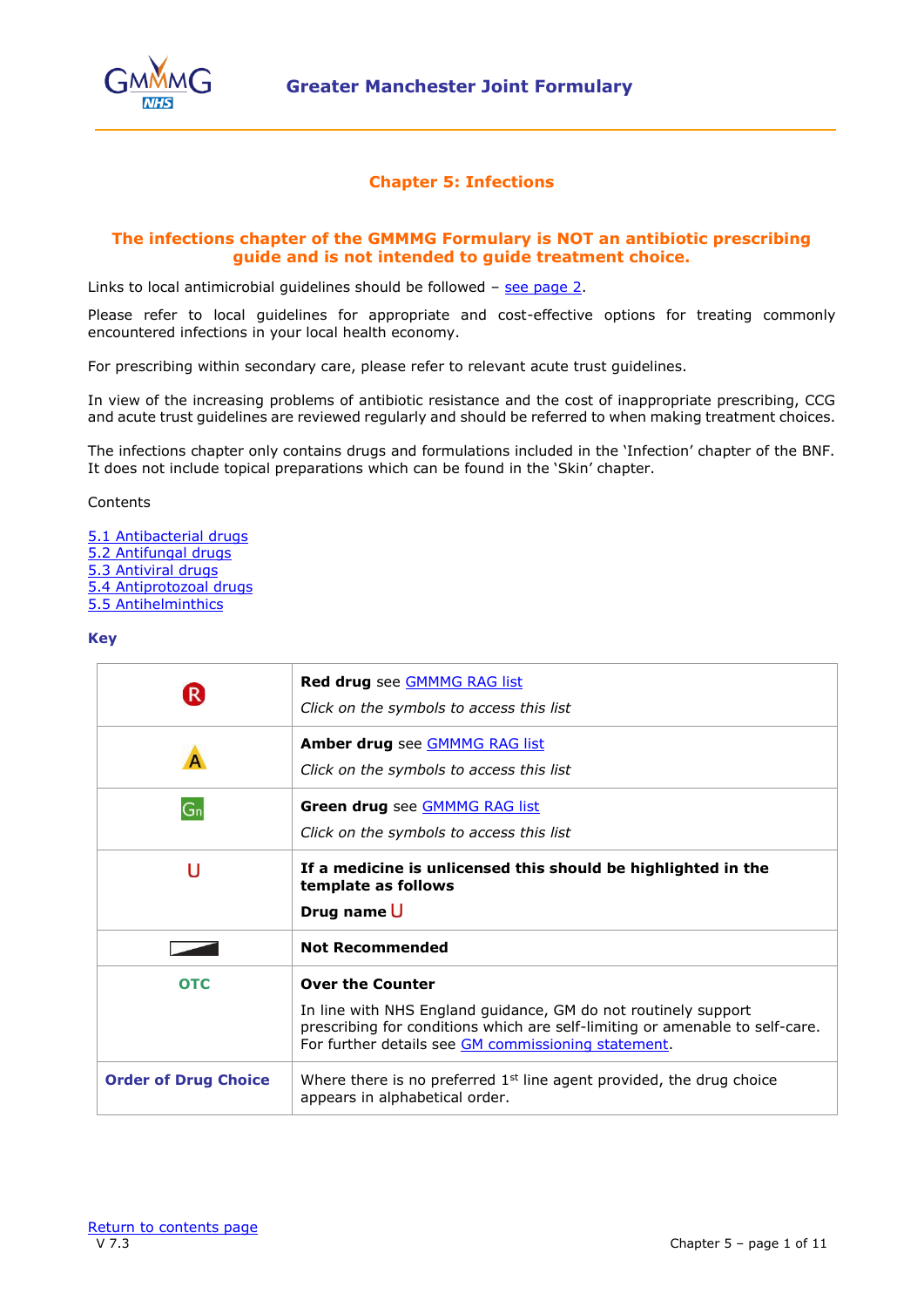# Greater Manchester Joint Formulary

## Chapter 5: Infections

**The infections chapter of the GMMMG Formulary is NOT an antibiotic prescribing guide and is not intended to guide treatment choice.**

Links to local antimicrobial guidelines should be followed – see page 2.

Please refer to local guidelines for appropriate and cost-effective options for treating commonly encountered infections in your local health economy.

For prescribing within secondary care, please refer to relevant acute trust guidelines.

In view of the increasing problems of antibiotic resistance and the cost of inappropriate prescribing, CCG and acute trust guidelines are reviewed regularly and should be referred to when making treatment choices.

The infections chapter only contains drugs and formulations included in the 'Infection' chapter of the BNF. It does not include topical preparations which can be found in the 'Skin' chapter.

Contents

5.1 Antibacterial drugs
5.2 Antifungal drugs
5.3 Antiviral drugs
5.4 Antiprotozoal drugs
5.5 Antihelminthics

**Key**

| | |
|---|---|
| R | **Red drug** see GMMMG RAG list<br>*Click on the symbols to access this list* |
| A | **Amber drug** see GMMMG RAG list<br>*Click on the symbols to access this list* |
| Gn | **Green drug** see GMMMG RAG list<br>*Click on the symbols to access this list* |
| U | **If a medicine is unlicensed this should be highlighted in the template as follows**<br>**Drug name** U |
| | **Not Recommended** |
| OTC | **Over the Counter**<br>In line with NHS England guidance, GM do not routinely support prescribing for conditions which are self-limiting or amenable to self-care. For further details see GM commissioning statement. |
| **Order of Drug Choice** | Where there is no preferred 1st line agent provided, the drug choice appears in alphabetical order. |

Return to contents page
V 7.3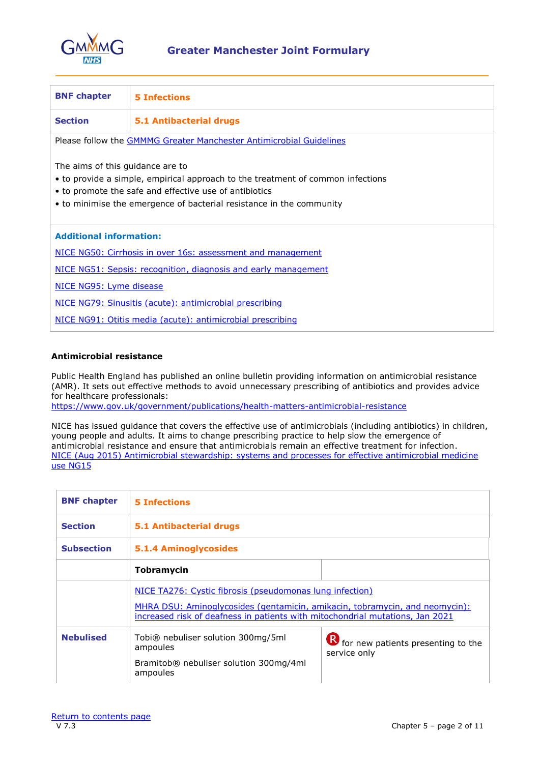| BNF chapter | 5 Infections |
|---|---|
| Section | 5.1 Antibacterial drugs |

Please follow the GMMMG Greater Manchester Antimicrobial Guidelines

The aims of this guidance are to

- to provide a simple, empirical approach to the treatment of common infections
- to promote the safe and effective use of antibiotics
- to minimise the emergence of bacterial resistance in the community

**Additional information:**

NICE NG50: Cirrhosis in over 16s: assessment and management

NICE NG51: Sepsis: recognition, diagnosis and early management

NICE NG95: Lyme disease

NICE NG79: Sinusitis (acute): antimicrobial prescribing

NICE NG91: Otitis media (acute): antimicrobial prescribing

**Antimicrobial resistance**

Public Health England has published an online bulletin providing information on antimicrobial resistance (AMR). It sets out effective methods to avoid unnecessary prescribing of antibiotics and provides advice for healthcare professionals:
https://www.gov.uk/government/publications/health-matters-antimicrobial-resistance

NICE has issued guidance that covers the effective use of antimicrobials (including antibiotics) in children, young people and adults. It aims to change prescribing practice to help slow the emergence of antimicrobial resistance and ensure that antimicrobials remain an effective treatment for infection.
NICE (Aug 2015) Antimicrobial stewardship: systems and processes for effective antimicrobial medicine use NG15

| BNF chapter | 5 Infections | |
|---|---|---|
| Section | 5.1 Antibacterial drugs | |
| Subsection | 5.1.4 Aminoglycosides | |
| | **Tobramycin** | |
| | NICE TA276: Cystic fibrosis (pseudomonas lung infection)<br><br>MHRA DSU: Aminoglycosides (gentamicin, amikacin, tobramycin, and neomycin): increased risk of deafness in patients with mitochondrial mutations, Jan 2021 | |
| **Nebulised** | Tobi® nebuliser solution 300mg/5ml ampoules<br><br>Bramitob® nebuliser solution 300mg/4ml ampoules | R for new patients presenting to the service only |

Return to contents page
V 7.3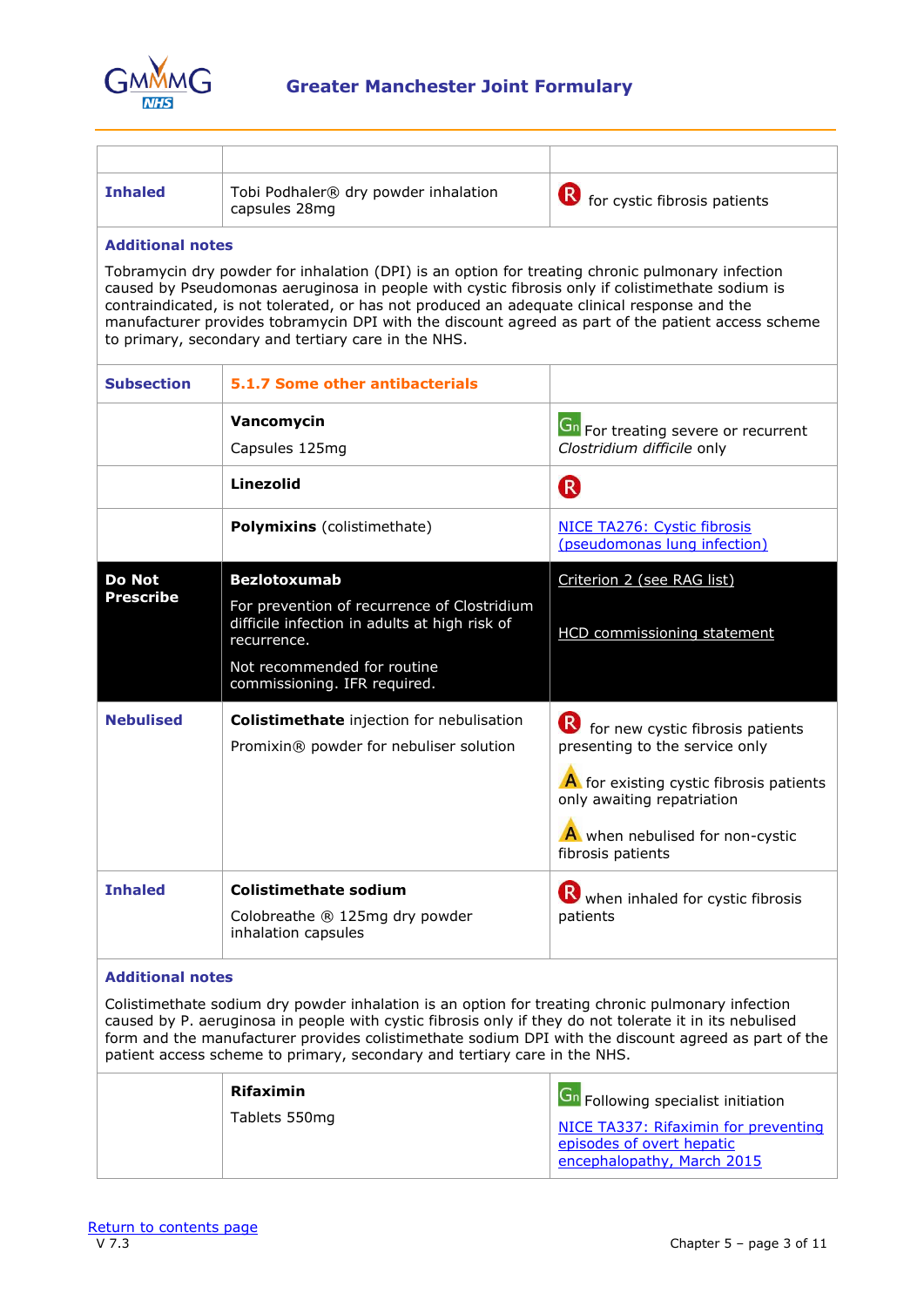| | | |
|---|---|---|
| **Inhaled** | Tobi Podhaler® dry powder inhalation capsules 28mg | R for cystic fibrosis patients |

**Additional notes**

Tobramycin dry powder for inhalation (DPI) is an option for treating chronic pulmonary infection caused by Pseudomonas aeruginosa in people with cystic fibrosis only if colistimethate sodium is contraindicated, is not tolerated, or has not produced an adequate clinical response and the manufacturer provides tobramycin DPI with the discount agreed as part of the patient access scheme to primary, secondary and tertiary care in the NHS.

| | | |
|---|---|---|
| **Subsection** | **5.1.7 Some other antibacterials** | |
| | **Vancomycin**<br>Capsules 125mg | Gn For treating severe or recurrent *Clostridium difficile* only |
| | **Linezolid** | R |
| | **Polymixins** (colistimethate) | NICE TA276: Cystic fibrosis (pseudomonas lung infection) |
| **Do Not Prescribe** | **Bezlotoxumab**<br>For prevention of recurrence of Clostridium difficile infection in adults at high risk of recurrence.<br>Not recommended for routine commissioning. IFR required. | Criterion 2 (see RAG list)<br>HCD commissioning statement |
| **Nebulised** | **Colistimethate** injection for nebulisation<br>Promixin® powder for nebuliser solution | R for new cystic fibrosis patients presenting to the service only<br>A for existing cystic fibrosis patients only awaiting repatriation<br>A when nebulised for non-cystic fibrosis patients |
| **Inhaled** | **Colistimethate sodium**<br>Colobreathe ® 125mg dry powder inhalation capsules | R when inhaled for cystic fibrosis patients |

**Additional notes**

Colistimethate sodium dry powder inhalation is an option for treating chronic pulmonary infection caused by P. aeruginosa in people with cystic fibrosis only if they do not tolerate it in its nebulised form and the manufacturer provides colistimethate sodium DPI with the discount agreed as part of the patient access scheme to primary, secondary and tertiary care in the NHS.

| | | |
|---|---|---|
| | **Rifaximin**<br>Tablets 550mg | Gn Following specialist initiation<br>NICE TA337: Rifaximin for preventing episodes of overt hepatic encephalopathy, March 2015 |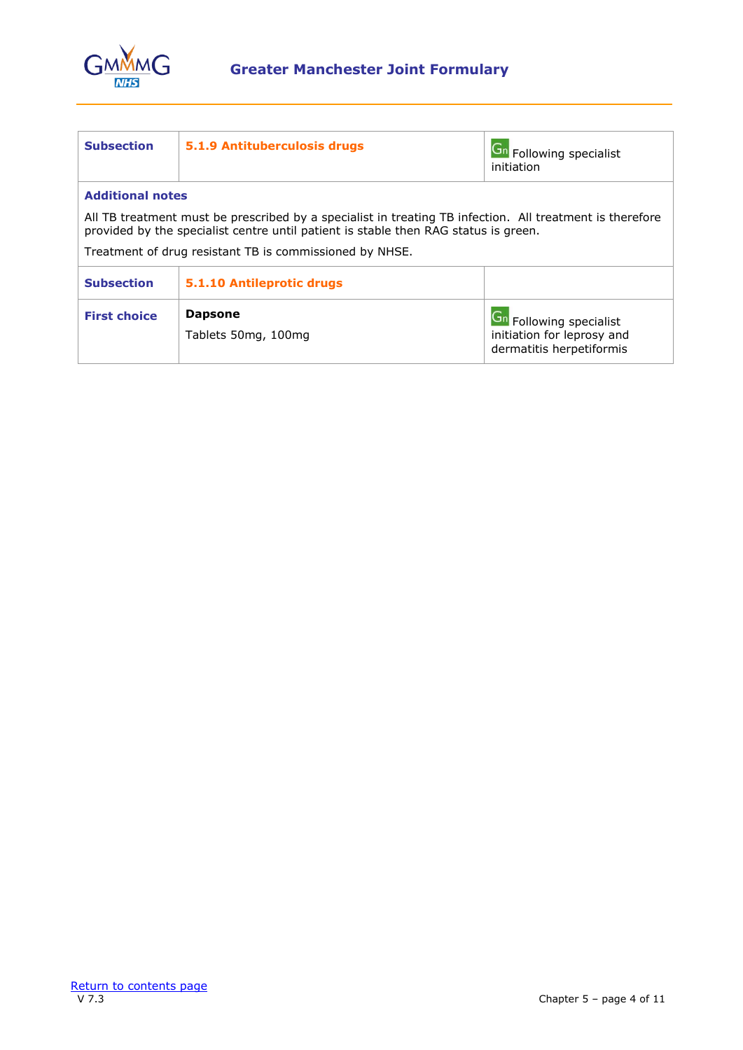| Subsection | 5.1.9 Antituberculosis drugs | Gn Following specialist initiation |
|---|---|---|
| **Additional notes** | | |
| All TB treatment must be prescribed by a specialist in treating TB infection. All treatment is therefore provided by the specialist centre until patient is stable then RAG status is green. Treatment of drug resistant TB is commissioned by NHSE. | | |
| **Subsection** | **5.1.10 Antileprotic drugs** | |
| **First choice** | **Dapsone** Tablets 50mg, 100mg | Gn Following specialist initiation for leprosy and dermatitis herpetiformis |

Return to contents page

V 7.3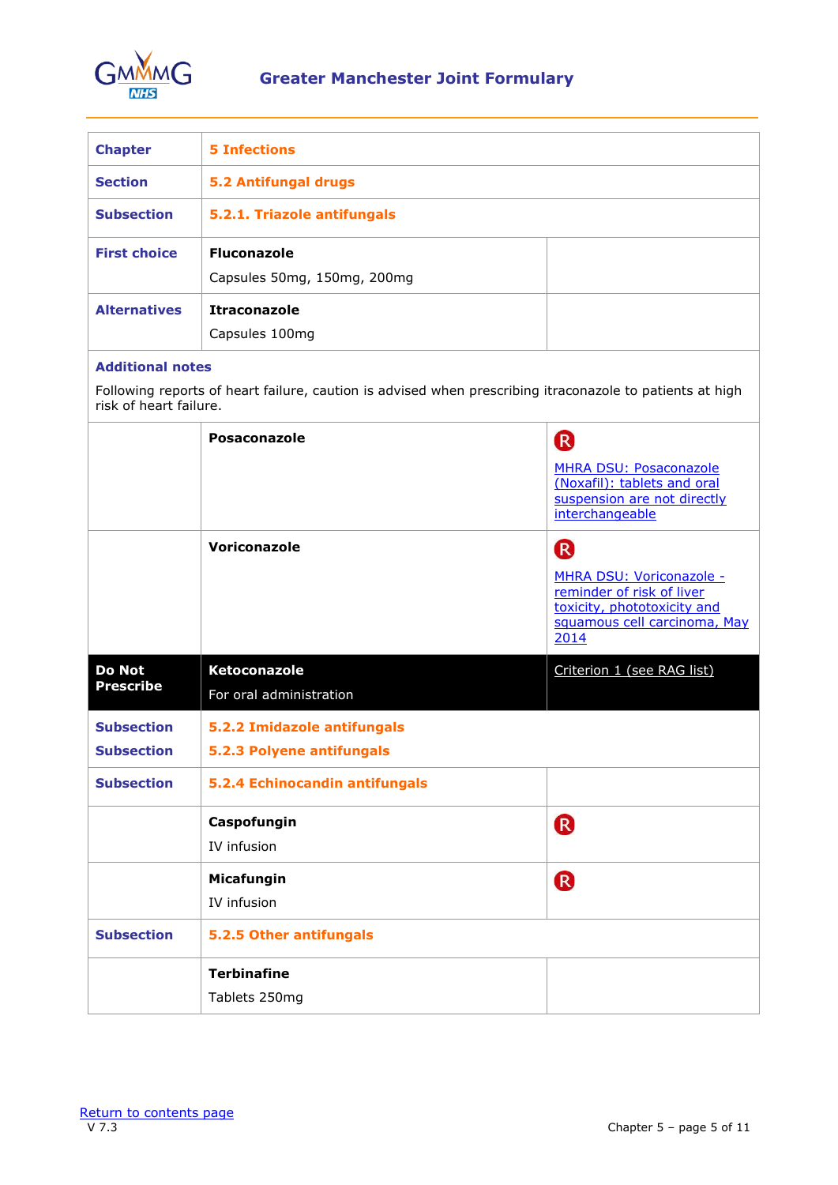| Chapter | 5 Infections | |
|---|---|---|
| **Section** | **5.2 Antifungal drugs** | |
| **Subsection** | **5.2.1. Triazole antifungals** | |
| **First choice** | **Fluconazole**<br>Capsules 50mg, 150mg, 200mg | |
| **Alternatives** | **Itraconazole**<br>Capsules 100mg | |
| **Additional notes**<br>Following reports of heart failure, caution is advised when prescribing itraconazole to patients at high risk of heart failure. | | |
| | **Posaconazole** | R<br>MHRA DSU: Posaconazole (Noxafil): tablets and oral suspension are not directly interchangeable |
| | **Voriconazole** | R<br>MHRA DSU: Voriconazole - reminder of risk of liver toxicity, phototoxicity and squamous cell carcinoma, May 2014 |
| **Do Not Prescribe** | **Ketoconazole**<br>For oral administration | Criterion 1 (see RAG list) |
| **Subsection**<br>**Subsection** | **5.2.2 Imidazole antifungals**<br>**5.2.3 Polyene antifungals** | |
| **Subsection** | **5.2.4 Echinocandin antifungals** | |
| | **Caspofungin**<br>IV infusion | R |
| | **Micafungin**<br>IV infusion | R |
| **Subsection** | **5.2.5 Other antifungals** | |
| | **Terbinafine**<br>Tablets 250mg | |

Return to contents page
V 7.3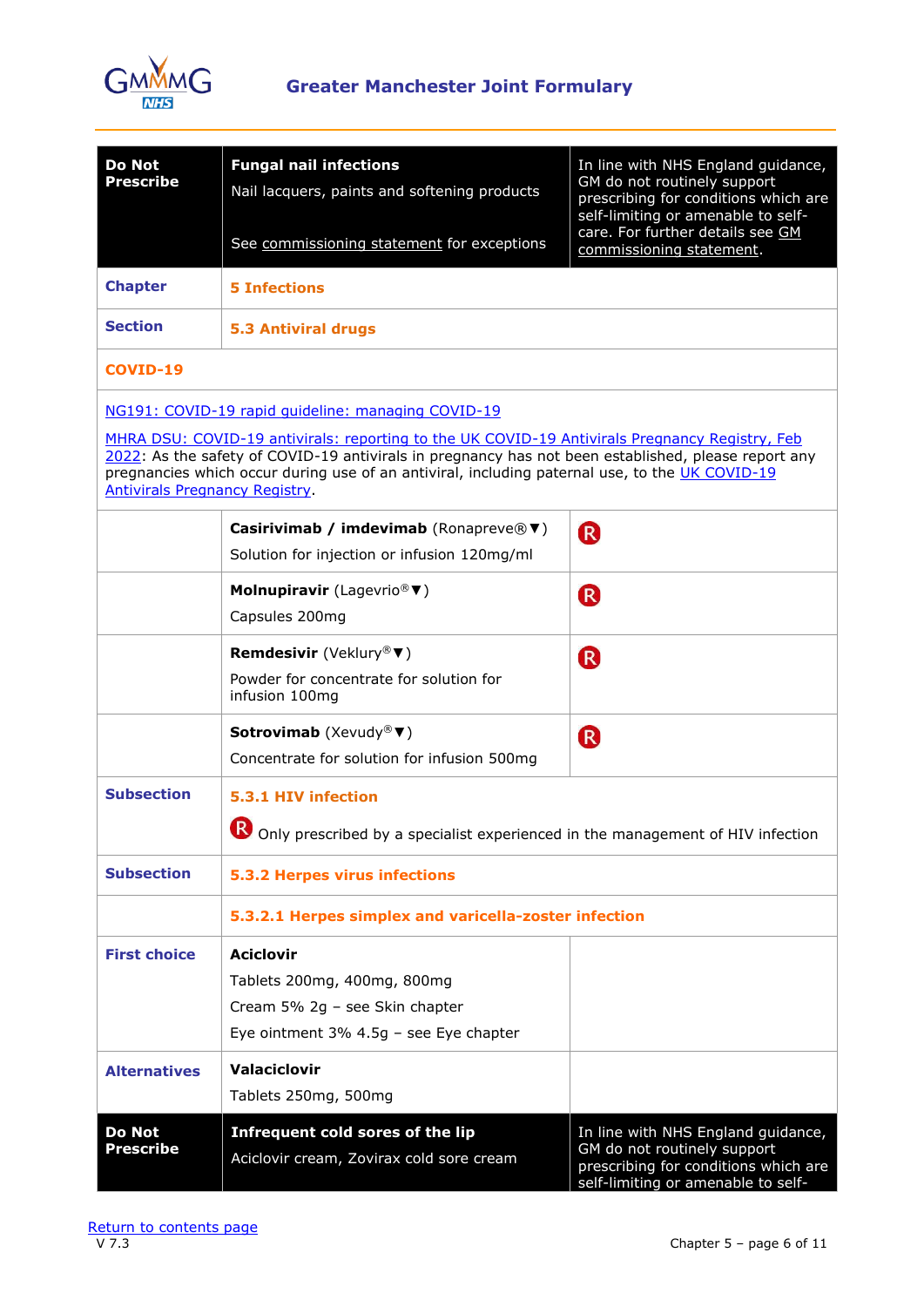| | | |
|---|---|---|
| **Do Not Prescribe** | **Fungal nail infections**<br>Nail lacquers, paints and softening products<br><br>See commissioning statement for exceptions | In line with NHS England guidance, GM do not routinely support prescribing for conditions which are self-limiting or amenable to self-care. For further details see GM commissioning statement. |
| **Chapter** | **5 Infections** | |
| **Section** | **5.3 Antiviral drugs** | |
| **COVID-19** | | |

NG191: COVID-19 rapid guideline: managing COVID-19

MHRA DSU: COVID-19 antivirals: reporting to the UK COVID-19 Antivirals Pregnancy Registry, Feb 2022: As the safety of COVID-19 antivirals in pregnancy has not been established, please report any pregnancies which occur during use of an antiviral, including paternal use, to the UK COVID-19 Antivirals Pregnancy Registry.

| | | |
|---|---|---|
| | **Casirivimab / imdevimab** (Ronapreve®▼)<br>Solution for injection or infusion 120mg/ml | R |
| | **Molnupiravir** (Lagevrio®▼)<br>Capsules 200mg | R |
| | **Remdesivir** (Veklury®▼)<br>Powder for concentrate for solution for infusion 100mg | R |
| | **Sotrovimab** (Xevudy®▼)<br>Concentrate for solution for infusion 500mg | R |
| **Subsection** | **5.3.1 HIV infection**<br>R Only prescribed by a specialist experienced in the management of HIV infection | |
| **Subsection** | **5.3.2 Herpes virus infections** | |
| | **5.3.2.1 Herpes simplex and varicella-zoster infection** | |
| **First choice** | **Aciclovir**<br>Tablets 200mg, 400mg, 800mg<br>Cream 5% 2g – see Skin chapter<br>Eye ointment 3% 4.5g – see Eye chapter | |
| **Alternatives** | **Valaciclovir**<br>Tablets 250mg, 500mg | |
| **Do Not Prescribe** | **Infrequent cold sores of the lip**<br>Aciclovir cream, Zovirax cold sore cream | In line with NHS England guidance, GM do not routinely support prescribing for conditions which are self-limiting or amenable to self- |

Return to contents page

V 7.3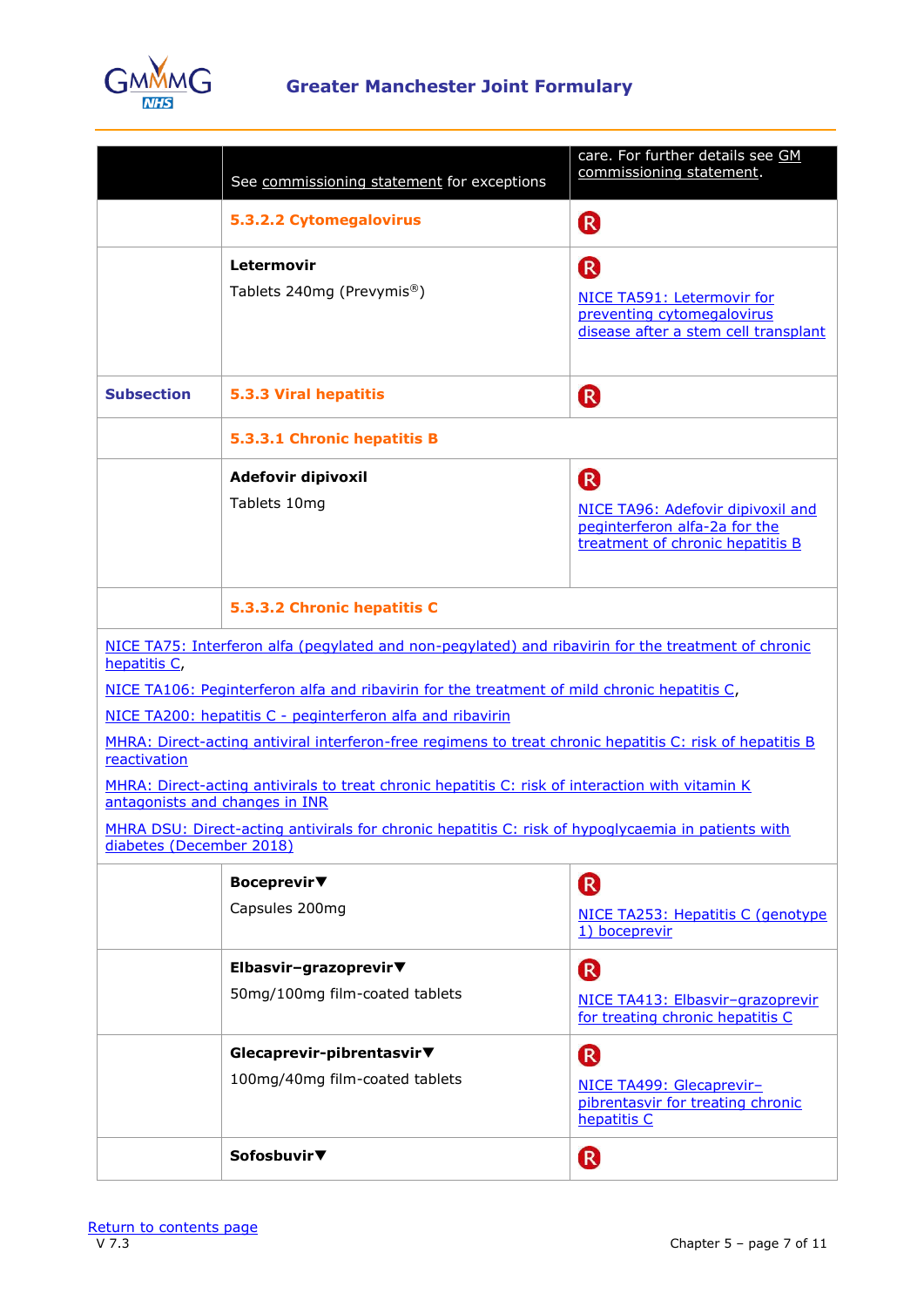| | | |
|---|---|---|
| | See commissioning statement for exceptions | care. For further details see GM commissioning statement. |
| | **5.3.2.2 Cytomegalovirus** | R |
| | **Letermovir**<br>Tablets 240mg (Prevymis®) | R<br>NICE TA591: Letermovir for preventing cytomegalovirus disease after a stem cell transplant |
| **Subsection** | **5.3.3 Viral hepatitis** | R |
| | **5.3.3.1 Chronic hepatitis B** | |
| | **Adefovir dipivoxil**<br>Tablets 10mg | R<br>NICE TA96: Adefovir dipivoxil and peginterferon alfa-2a for the treatment of chronic hepatitis B |
| | **5.3.3.2 Chronic hepatitis C** | |
| NICE TA75: Interferon alfa (pegylated and non-pegylated) and ribavirin for the treatment of chronic hepatitis C,<br>NICE TA106: Peginterferon alfa and ribavirin for the treatment of mild chronic hepatitis C,<br>NICE TA200: hepatitis C - peginterferon alfa and ribavirin<br>MHRA: Direct-acting antiviral interferon-free regimens to treat chronic hepatitis C: risk of hepatitis B reactivation<br>MHRA: Direct-acting antivirals to treat chronic hepatitis C: risk of interaction with vitamin K antagonists and changes in INR<br>MHRA DSU: Direct-acting antivirals for chronic hepatitis C: risk of hypoglycaemia in patients with diabetes (December 2018) | | |
| | **Boceprevir▼**<br>Capsules 200mg | R<br>NICE TA253: Hepatitis C (genotype 1) boceprevir |
| | **Elbasvir–grazoprevir▼**<br>50mg/100mg film-coated tablets | R<br>NICE TA413: Elbasvir–grazoprevir for treating chronic hepatitis C |
| | **Glecaprevir-pibrentasvir▼**<br>100mg/40mg film-coated tablets | R<br>NICE TA499: Glecaprevir–pibrentasvir for treating chronic hepatitis C |
| | **Sofosbuvir▼** | R |

Return to contents page
V 7.3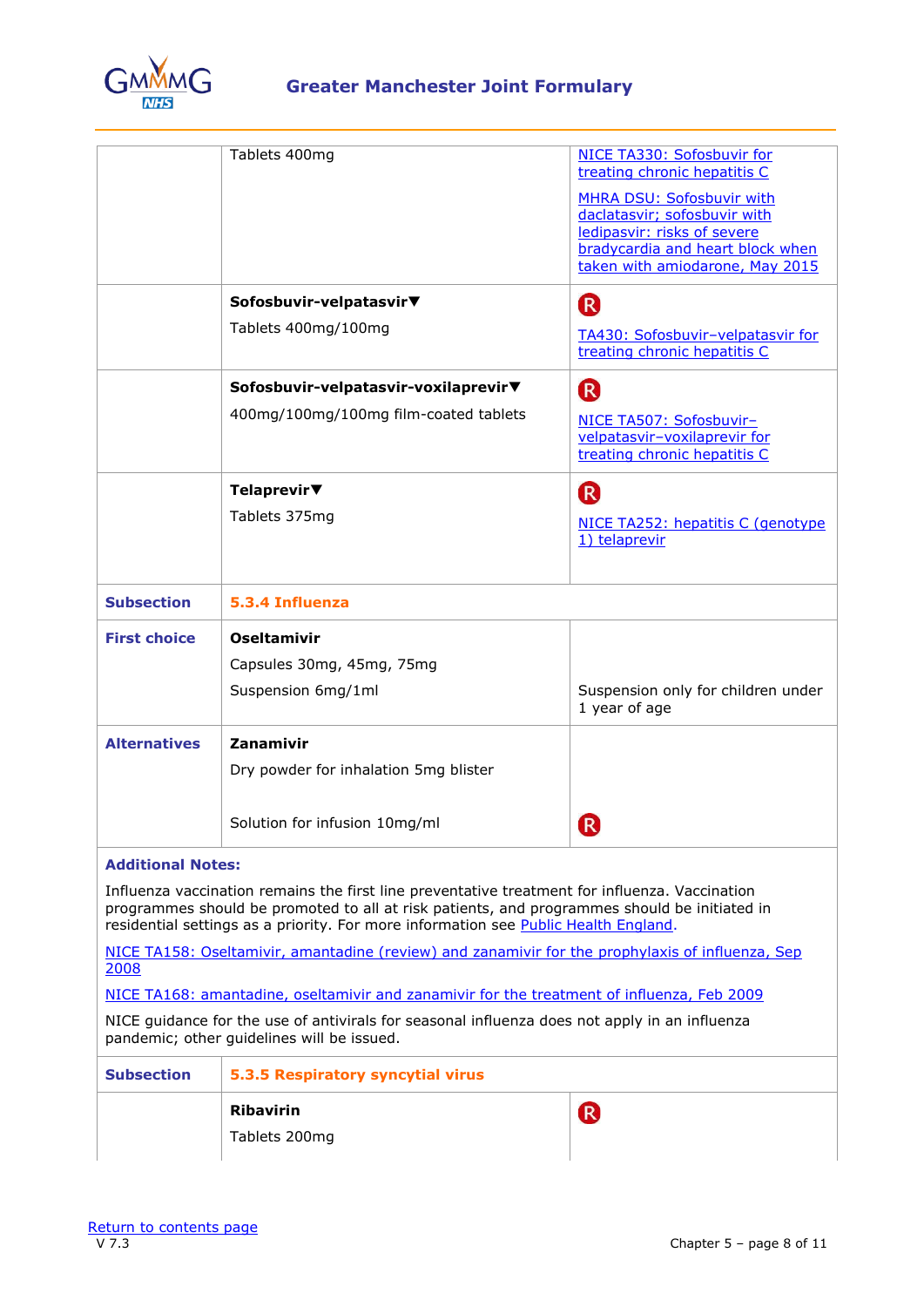| | | |
|---|---|---|
| | Tablets 400mg | NICE TA330: Sofosbuvir for treating chronic hepatitis C<br><br>MHRA DSU: Sofosbuvir with daclatasvir; sofosbuvir with ledipasvir: risks of severe bradycardia and heart block when taken with amiodarone, May 2015 |
| | **Sofosbuvir-velpatasvir▼**<br><br>Tablets 400mg/100mg | R<br><br>TA430: Sofosbuvir–velpatasvir for treating chronic hepatitis C |
| | **Sofosbuvir-velpatasvir-voxilaprevir▼**<br><br>400mg/100mg/100mg film-coated tablets | R<br><br>NICE TA507: Sofosbuvir–velpatasvir–voxilaprevir for treating chronic hepatitis C |
| | **Telaprevir▼**<br><br>Tablets 375mg | R<br><br>NICE TA252: hepatitis C (genotype 1) telaprevir |
| **Subsection** | **5.3.4 Influenza** | |
| **First choice** | **Oseltamivir**<br><br>Capsules 30mg, 45mg, 75mg<br><br>Suspension 6mg/1ml | Suspension only for children under 1 year of age |
| **Alternatives** | **Zanamivir**<br><br>Dry powder for inhalation 5mg blister<br><br>Solution for infusion 10mg/ml | R |

**Additional Notes:**

Influenza vaccination remains the first line preventative treatment for influenza. Vaccination programmes should be promoted to all at risk patients, and programmes should be initiated in residential settings as a priority. For more information see Public Health England.

NICE TA158: Oseltamivir, amantadine (review) and zanamivir for the prophylaxis of influenza, Sep 2008

NICE TA168: amantadine, oseltamivir and zanamivir for the treatment of influenza, Feb 2009

NICE guidance for the use of antivirals for seasonal influenza does not apply in an influenza pandemic; other guidelines will be issued.

| | | |
|---|---|---|
| **Subsection** | **5.3.5 Respiratory syncytial virus** | |
| | **Ribavirin**<br><br>Tablets 200mg | R |

Return to contents page
V 7.3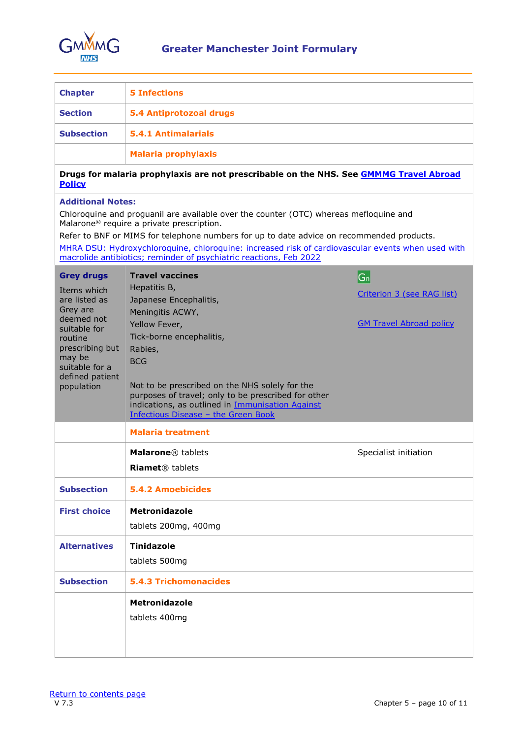# Greater Manchester Joint Formulary

| Chapter | 5 Infections | |
|---|---|---|
| **Section** | **5.4 Antiprotozoal drugs** | |
| **Subsection** | **5.4.1 Antimalarials** | |
| | **Malaria prophylaxis** | |
| **Drugs for malaria prophylaxis are not prescribable on the NHS. See GMMMG Travel Abroad Policy** | | |
| **Additional Notes:** Chloroquine and proguanil are available over the counter (OTC) whereas mefloquine and Malarone® require a private prescription. Refer to BNF or MIMS for telephone numbers for up to date advice on recommended products. MHRA DSU: Hydroxychloroquine, chloroquine: increased risk of cardiovascular events when used with macrolide antibiotics; reminder of psychiatric reactions, Feb 2022 | | |
| **Grey drugs** Items which are listed as Grey are deemed not suitable for routine prescribing but may be suitable for a defined patient population | **Travel vaccines** Hepatitis B, Japanese Encephalitis, Meningitis ACWY, Yellow Fever, Tick-borne encephalitis, Rabies, BCG. Not to be prescribed on the NHS solely for the purposes of travel; only to be prescribed for other indications, as outlined in Immunisation Against Infectious Disease – the Green Book | Gn Criterion 3 (see RAG list) GM Travel Abroad policy |
| | **Malaria treatment** | |
| | **Malarone**® tablets<br>**Riamet**® tablets | Specialist initiation |
| **Subsection** | **5.4.2 Amoebicides** | |
| **First choice** | **Metronidazole** tablets 200mg, 400mg | |
| **Alternatives** | **Tinidazole** tablets 500mg | |
| **Subsection** | **5.4.3 Trichomonacides** | |
| | **Metronidazole** tablets 400mg | |

Return to contents page
V 7.3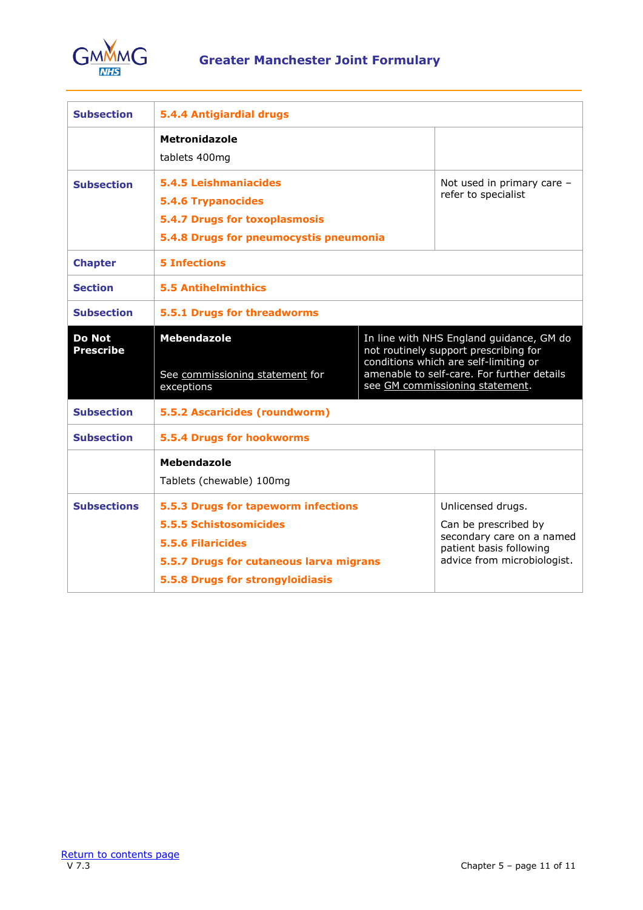| | | |
|---|---|---|
| **Subsection** | **5.4.4 Antigiardial drugs** | |
| | **Metronidazole**<br>tablets 400mg | |
| **Subsection** | **5.4.5 Leishmaniacides**<br>**5.4.6 Trypanocides**<br>**5.4.7 Drugs for toxoplasmosis**<br>**5.4.8 Drugs for pneumocystis pneumonia** | Not used in primary care – refer to specialist |
| **Chapter** | **5 Infections** | |
| **Section** | **5.5 Antihelminthics** | |
| **Subsection** | **5.5.1 Drugs for threadworms** | |
| **Do Not Prescribe** | **Mebendazole**<br>See commissioning statement for exceptions | In line with NHS England guidance, GM do not routinely support prescribing for conditions which are self-limiting or amenable to self-care. For further details see GM commissioning statement. |
| **Subsection** | **5.5.2 Ascaricides (roundworm)** | |
| **Subsection** | **5.5.4 Drugs for hookworms** | |
| | **Mebendazole**<br>Tablets (chewable) 100mg | |
| **Subsections** | **5.5.3 Drugs for tapeworm infections**<br>**5.5.5 Schistosomicides**<br>**5.5.6 Filaricides**<br>**5.5.7 Drugs for cutaneous larva migrans**<br>**5.5.8 Drugs for strongyloidiasis** | Unlicensed drugs.<br>Can be prescribed by secondary care on a named patient basis following advice from microbiologist. |

Return to contents page
V 7.3